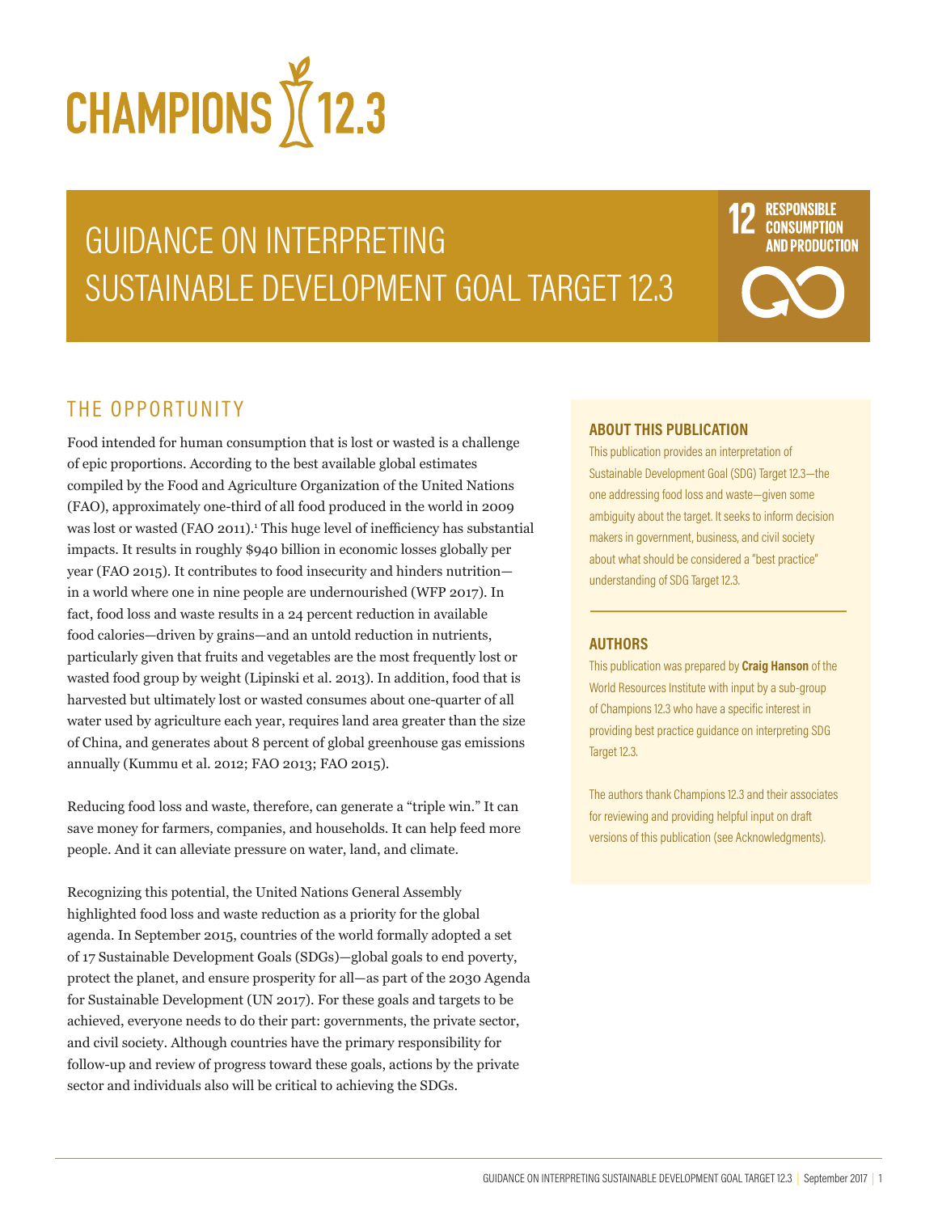# CHAMPIONS 12.3

# GUIDANCE ON INTERPRETING SUSTAINABLE DEVELOPMENT GOAL TARGET 12.3

12 RESPONSIBLE CONSUMPTION AND PRODUCTION

## THE OPPORTUNITY

Food intended for human consumption that is lost or wasted is a challenge of epic proportions. According to the best available global estimates compiled by the Food and Agriculture Organization of the United Nations (FAO), approximately one-third of all food produced in the world in 2009 was lost or wasted (FAO 2011).[1] This huge level of inefficiency has substantial impacts. It results in roughly $940 billion in economic losses globally per year (FAO 2015). It contributes to food insecurity and hinders nutrition—in a world where one in nine people are undernourished (WFP 2017). In fact, food loss and waste results in a 24 percent reduction in available food calories—driven by grains—and an untold reduction in nutrients, particularly given that fruits and vegetables are the most frequently lost or wasted food group by weight (Lipinski et al. 2013). In addition, food that is harvested but ultimately lost or wasted consumes about one-quarter of all water used by agriculture each year, requires land area greater than the size of China, and generates about 8 percent of global greenhouse gas emissions annually (Kummu et al. 2012; FAO 2013; FAO 2015).

Reducing food loss and waste, therefore, can generate a "triple win." It can save money for farmers, companies, and households. It can help feed more people. And it can alleviate pressure on water, land, and climate.

Recognizing this potential, the United Nations General Assembly highlighted food loss and waste reduction as a priority for the global agenda. In September 2015, countries of the world formally adopted a set of 17 Sustainable Development Goals (SDGs)—global goals to end poverty, protect the planet, and ensure prosperity for all—as part of the 2030 Agenda for Sustainable Development (UN 2017). For these goals and targets to be achieved, everyone needs to do their part: governments, the private sector, and civil society. Although countries have the primary responsibility for follow-up and review of progress toward these goals, actions by the private sector and individuals also will be critical to achieving the SDGs.

### ABOUT THIS PUBLICATION

This publication provides an interpretation of Sustainable Development Goal (SDG) Target 12.3—the one addressing food loss and waste—given some ambiguity about the target. It seeks to inform decision makers in government, business, and civil society about what should be considered a "best practice" understanding of SDG Target 12.3.

### AUTHORS

This publication was prepared by **Craig Hanson** of the World Resources Institute with input by a sub-group of Champions 12.3 who have a specific interest in providing best practice guidance on interpreting SDG Target 12.3.

The authors thank Champions 12.3 and their associates for reviewing and providing helpful input on draft versions of this publication (see Acknowledgments).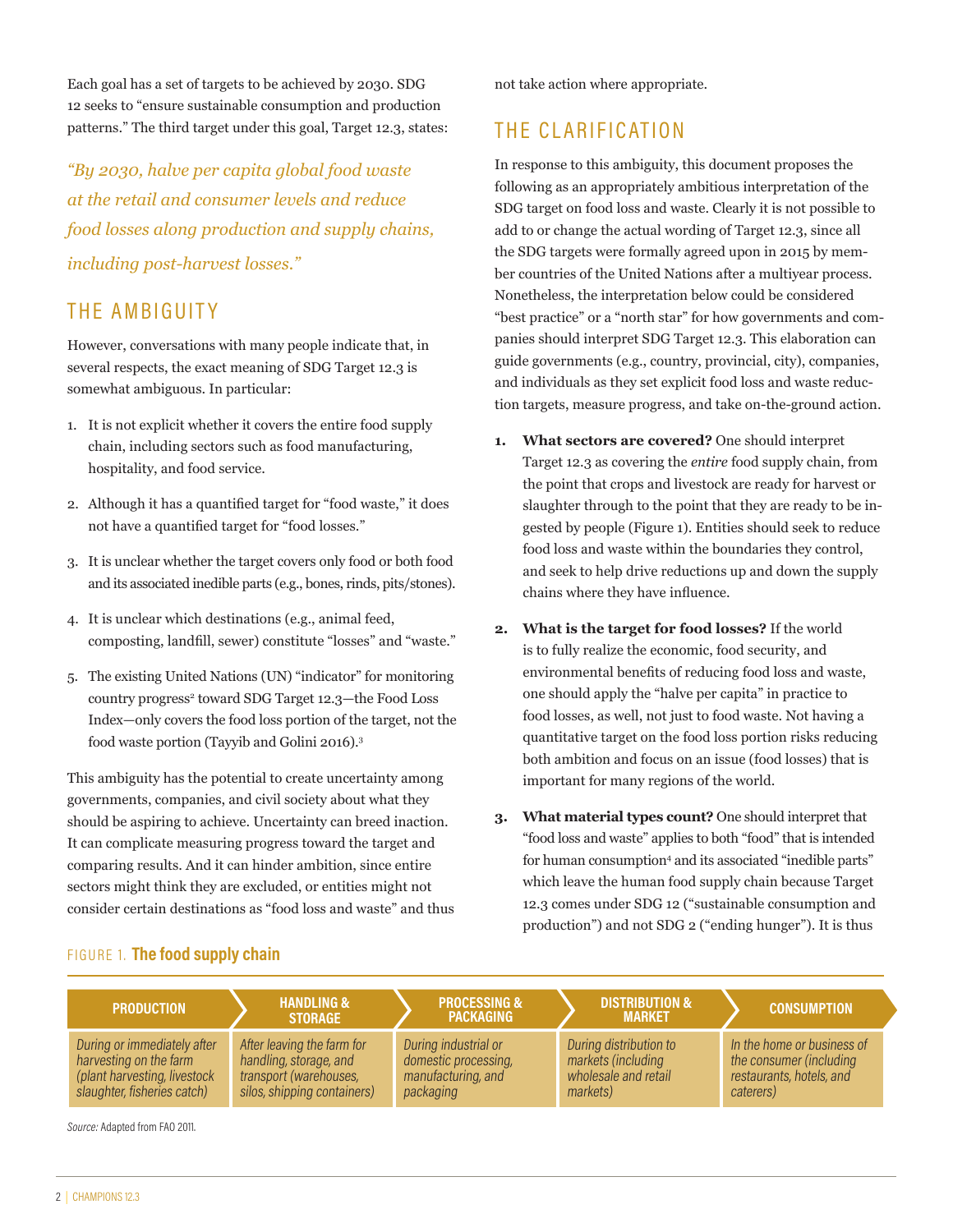Each goal has a set of targets to be achieved by 2030. SDG 12 seeks to "ensure sustainable consumption and production patterns." The third target under this goal, Target 12.3, states:

*"By 2030, halve per capita global food waste at the retail and consumer levels and reduce food losses along production and supply chains, including post-harvest losses."*

## THE AMBIGUITY

However, conversations with many people indicate that, in several respects, the exact meaning of SDG Target 12.3 is somewhat ambiguous. In particular:

1. It is not explicit whether it covers the entire food supply chain, including sectors such as food manufacturing, hospitality, and food service.
2. Although it has a quantified target for "food waste," it does not have a quantified target for "food losses."
3. It is unclear whether the target covers only food or both food and its associated inedible parts (e.g., bones, rinds, pits/stones).
4. It is unclear which destinations (e.g., animal feed, composting, landfill, sewer) constitute "losses" and "waste."
5. The existing United Nations (UN) "indicator" for monitoring country progress[2] toward SDG Target 12.3—the Food Loss Index—only covers the food loss portion of the target, not the food waste portion (Tayyib and Golini 2016).[3]

This ambiguity has the potential to create uncertainty among governments, companies, and civil society about what they should be aspiring to achieve. Uncertainty can breed inaction. It can complicate measuring progress toward the target and comparing results. And it can hinder ambition, since entire sectors might think they are excluded, or entities might not consider certain destinations as "food loss and waste" and thus not take action where appropriate.

## THE CLARIFICATION

In response to this ambiguity, this document proposes the following as an appropriately ambitious interpretation of the SDG target on food loss and waste. Clearly it is not possible to add to or change the actual wording of Target 12.3, since all the SDG targets were formally agreed upon in 2015 by member countries of the United Nations after a multiyear process. Nonetheless, the interpretation below could be considered "best practice" or a "north star" for how governments and companies should interpret SDG Target 12.3. This elaboration can guide governments (e.g., country, provincial, city), companies, and individuals as they set explicit food loss and waste reduction targets, measure progress, and take on-the-ground action.

1. **What sectors are covered?** One should interpret Target 12.3 as covering the *entire* food supply chain, from the point that crops and livestock are ready for harvest or slaughter through to the point that they are ready to be ingested by people (Figure 1). Entities should seek to reduce food loss and waste within the boundaries they control, and seek to help drive reductions up and down the supply chains where they have influence.
2. **What is the target for food losses?** If the world is to fully realize the economic, food security, and environmental benefits of reducing food loss and waste, one should apply the "halve per capita" in practice to food losses, as well, not just to food waste. Not having a quantitative target on the food loss portion risks reducing both ambition and focus on an issue (food losses) that is important for many regions of the world.
3. **What material types count?** One should interpret that "food loss and waste" applies to both "food" that is intended for human consumption[4] and its associated "inedible parts" which leave the human food supply chain because Target 12.3 comes under SDG 12 ("sustainable consumption and production") and not SDG 2 ("ending hunger"). It is thus

FIGURE 1. **The food supply chain**

| PRODUCTION | HANDLING & STORAGE | PROCESSING & PACKAGING | DISTRIBUTION & MARKET | CONSUMPTION |
|---|---|---|---|---|
| *During or immediately after harvesting on the farm (plant harvesting, livestock slaughter, fisheries catch)* | *After leaving the farm for handling, storage, and transport (warehouses, silos, shipping containers)* | *During industrial or domestic processing, manufacturing, and packaging* | *During distribution to markets (including wholesale and retail markets)* | *In the home or business of the consumer (including restaurants, hotels, and caterers)* |

*Source:* Adapted from FAO 2011.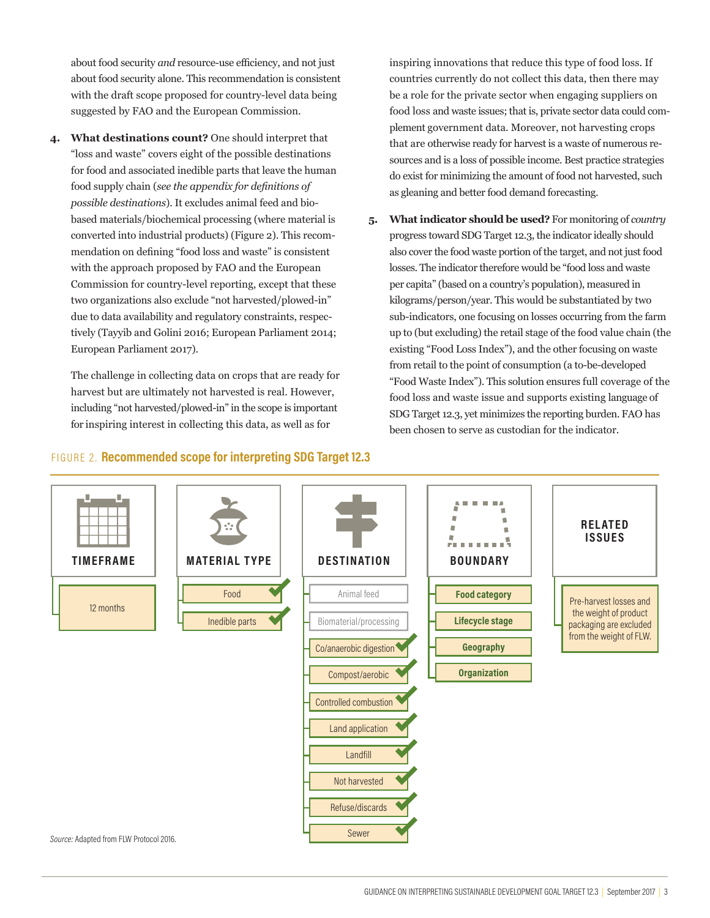about food security *and* resource-use efficiency, and not just about food security alone. This recommendation is consistent with the draft scope proposed for country-level data being suggested by FAO and the European Commission.

4. **What destinations count?** One should interpret that "loss and waste" covers eight of the possible destinations for food and associated inedible parts that leave the human food supply chain (*see the appendix for definitions of possible destinations*). It excludes animal feed and bio-based materials/biochemical processing (where material is converted into industrial products) (Figure 2). This recommendation on defining "food loss and waste" is consistent with the approach proposed by FAO and the European Commission for country-level reporting, except that these two organizations also exclude "not harvested/plowed-in" due to data availability and regulatory constraints, respectively (Tayyib and Golini 2016; European Parliament 2014; European Parliament 2017).

   The challenge in collecting data on crops that are ready for harvest but are ultimately not harvested is real. However, including "not harvested/plowed-in" in the scope is important for inspiring interest in collecting this data, as well as for inspiring innovations that reduce this type of food loss. If countries currently do not collect this data, then there may be a role for the private sector when engaging suppliers on food loss and waste issues; that is, private sector data could complement government data. Moreover, not harvesting crops that are otherwise ready for harvest is a waste of numerous resources and is a loss of possible income. Best practice strategies do exist for minimizing the amount of food not harvested, such as gleaning and better food demand forecasting.

5. **What indicator should be used?** For monitoring of *country* progress toward SDG Target 12.3, the indicator ideally should also cover the food waste portion of the target, and not just food losses. The indicator therefore would be "food loss and waste per capita" (based on a country's population), measured in kilograms/person/year. This would be substantiated by two sub-indicators, one focusing on losses occurring from the farm up to (but excluding) the retail stage of the food value chain (the existing "Food Loss Index"), and the other focusing on waste from retail to the point of consumption (a to-be-developed "Food Waste Index"). This solution ensures full coverage of the food loss and waste issue and supports existing language of SDG Target 12.3, yet minimizes the reporting burden. FAO has been chosen to serve as custodian for the indicator.

FIGURE 2. **Recommended scope for interpreting SDG Target 12.3**

| TIMEFRAME | MATERIAL TYPE | DESTINATION | BOUNDARY | RELATED ISSUES |
|---|---|---|---|---|
| 12 months | Food ✓ | Animal feed | **Food category** | Pre-harvest losses and the weight of product packaging are excluded from the weight of FLW. |
| | Inedible parts ✓ | Biomaterial/processing | **Lifecycle stage** | |
| | | Co/anaerobic digestion ✓ | **Geography** | |
| | | Compost/aerobic ✓ | **Organization** | |
| | | Controlled combustion ✓ | | |
| | | Land application ✓ | | |
| | | Landfill ✓ | | |
| | | Not harvested ✓ | | |
| | | Refuse/discards ✓ | | |
| | | Sewer ✓ | | |

*Source:* Adapted from FLW Protocol 2016.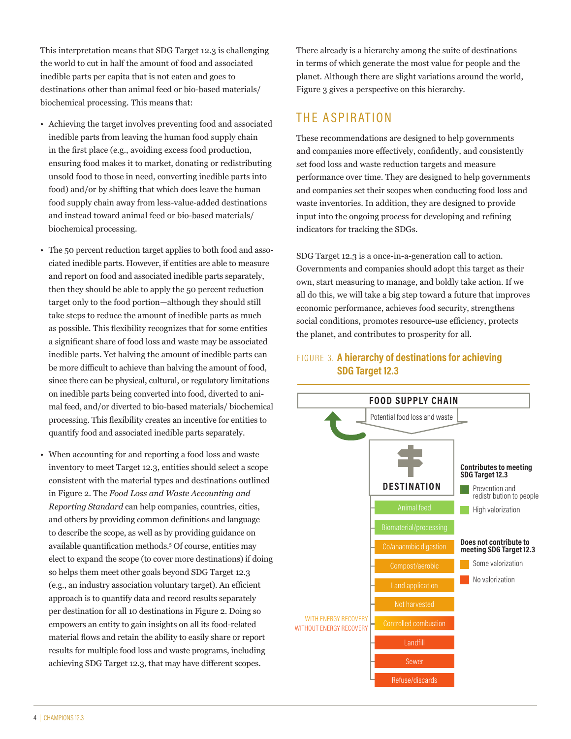This interpretation means that SDG Target 12.3 is challenging the world to cut in half the amount of food and associated inedible parts per capita that is not eaten and goes to destinations other than animal feed or bio-based materials/ biochemical processing. This means that:

- Achieving the target involves preventing food and associated inedible parts from leaving the human food supply chain in the first place (e.g., avoiding excess food production, ensuring food makes it to market, donating or redistributing unsold food to those in need, converting inedible parts into food) and/or by shifting that which does leave the human food supply chain away from less-value-added destinations and instead toward animal feed or bio-based materials/ biochemical processing.
- The 50 percent reduction target applies to both food and associated inedible parts. However, if entities are able to measure and report on food and associated inedible parts separately, then they should be able to apply the 50 percent reduction target only to the food portion—although they should still take steps to reduce the amount of inedible parts as much as possible. This flexibility recognizes that for some entities a significant share of food loss and waste may be associated inedible parts. Yet halving the amount of inedible parts can be more difficult to achieve than halving the amount of food, since there can be physical, cultural, or regulatory limitations on inedible parts being converted into food, diverted to animal feed, and/or diverted to bio-based materials/ biochemical processing. This flexibility creates an incentive for entities to quantify food and associated inedible parts separately.
- When accounting for and reporting a food loss and waste inventory to meet Target 12.3, entities should select a scope consistent with the material types and destinations outlined in Figure 2. The *Food Loss and Waste Accounting and Reporting Standard* can help companies, countries, cities, and others by providing common definitions and language to describe the scope, as well as by providing guidance on available quantification methods.[5] Of course, entities may elect to expand the scope (to cover more destinations) if doing so helps them meet other goals beyond SDG Target 12.3 (e.g., an industry association voluntary target). An efficient approach is to quantify data and record results separately per destination for all 10 destinations in Figure 2. Doing so empowers an entity to gain insights on all its food-related material flows and retain the ability to easily share or report results for multiple food loss and waste programs, including achieving SDG Target 12.3, that may have different scopes.

There already is a hierarchy among the suite of destinations in terms of which generate the most value for people and the planet. Although there are slight variations around the world, Figure 3 gives a perspective on this hierarchy.

## THE ASPIRATION

These recommendations are designed to help governments and companies more effectively, confidently, and consistently set food loss and waste reduction targets and measure performance over time. They are designed to help governments and companies set their scopes when conducting food loss and waste inventories. In addition, they are designed to provide input into the ongoing process for developing and refining indicators for tracking the SDGs.

SDG Target 12.3 is a once-in-a-generation call to action. Governments and companies should adopt this target as their own, start measuring to manage, and boldly take action. If we all do this, we will take a big step toward a future that improves economic performance, achieves food security, strengthens social conditions, promotes resource-use efficiency, protects the planet, and contributes to prosperity for all.

FIGURE 3. **A hierarchy of destinations for achieving SDG Target 12.3**

**FOOD SUPPLY CHAIN**

Potential food loss and waste

**DESTINATION**

- Animal feed
- Biomaterial/processing
- Co/anaerobic digestion
- Compost/aerobic
- Land application
- Not harvested
- Controlled combustion (WITH ENERGY RECOVERY / WITHOUT ENERGY RECOVERY)
- Landfill
- Sewer
- Refuse/discards

**Contributes to meeting SDG Target 12.3**
- Prevention and redistribution to people
- High valorization

**Does not contribute to meeting SDG Target 12.3**
- Some valorization
- No valorization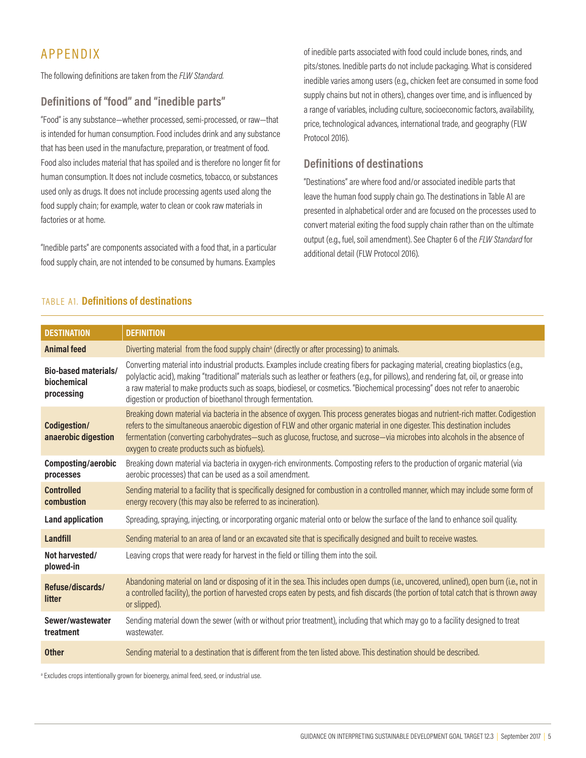# APPENDIX

The following definitions are taken from the *FLW Standard.*

## Definitions of "food" and "inedible parts"

"Food" is any substance—whether processed, semi-processed, or raw—that is intended for human consumption. Food includes drink and any substance that has been used in the manufacture, preparation, or treatment of food. Food also includes material that has spoiled and is therefore no longer fit for human consumption. It does not include cosmetics, tobacco, or substances used only as drugs. It does not include processing agents used along the food supply chain; for example, water to clean or cook raw materials in factories or at home.

"Inedible parts" are components associated with a food that, in a particular food supply chain, are not intended to be consumed by humans. Examples of inedible parts associated with food could include bones, rinds, and pits/stones. Inedible parts do not include packaging. What is considered inedible varies among users (e.g., chicken feet are consumed in some food supply chains but not in others), changes over time, and is influenced by a range of variables, including culture, socioeconomic factors, availability, price, technological advances, international trade, and geography (FLW Protocol 2016).

## Definitions of destinations

"Destinations" are where food and/or associated inedible parts that leave the human food supply chain go. The destinations in Table A1 are presented in alphabetical order and are focused on the processes used to convert material exiting the food supply chain rather than on the ultimate output (e.g., fuel, soil amendment). See Chapter 6 of the *FLW Standard* for additional detail (FLW Protocol 2016).

TABLE A1. **Definitions of destinations**

| DESTINATION | DEFINITION |
|---|---|
| **Animal feed** | Diverting material from the food supply chain[a] (directly or after processing) to animals. |
| **Bio-based materials/ biochemical processing** | Converting material into industrial products. Examples include creating fibers for packaging material, creating bioplastics (e.g., polylactic acid), making "traditional" materials such as leather or feathers (e.g., for pillows), and rendering fat, oil, or grease into a raw material to make products such as soaps, biodiesel, or cosmetics. "Biochemical processing" does not refer to anaerobic digestion or production of bioethanol through fermentation. |
| **Codigestion/ anaerobic digestion** | Breaking down material via bacteria in the absence of oxygen. This process generates biogas and nutrient-rich matter. Codigestion refers to the simultaneous anaerobic digestion of FLW and other organic material in one digester. This destination includes fermentation (converting carbohydrates—such as glucose, fructose, and sucrose—via microbes into alcohols in the absence of oxygen to create products such as biofuels). |
| **Composting/aerobic processes** | Breaking down material via bacteria in oxygen-rich environments. Composting refers to the production of organic material (via aerobic processes) that can be used as a soil amendment. |
| **Controlled combustion** | Sending material to a facility that is specifically designed for combustion in a controlled manner, which may include some form of energy recovery (this may also be referred to as incineration). |
| **Land application** | Spreading, spraying, injecting, or incorporating organic material onto or below the surface of the land to enhance soil quality. |
| **Landfill** | Sending material to an area of land or an excavated site that is specifically designed and built to receive wastes. |
| **Not harvested/ plowed-in** | Leaving crops that were ready for harvest in the field or tilling them into the soil. |
| **Refuse/discards/ litter** | Abandoning material on land or disposing of it in the sea. This includes open dumps (i.e., uncovered, unlined), open burn (i.e., not in a controlled facility), the portion of harvested crops eaten by pests, and fish discards (the portion of total catch that is thrown away or slipped). |
| **Sewer/wastewater treatment** | Sending material down the sewer (with or without prior treatment), including that which may go to a facility designed to treat wastewater. |
| **Other** | Sending material to a destination that is different from the ten listed above. This destination should be described. |

[a] Excludes crops intentionally grown for bioenergy, animal feed, seed, or industrial use.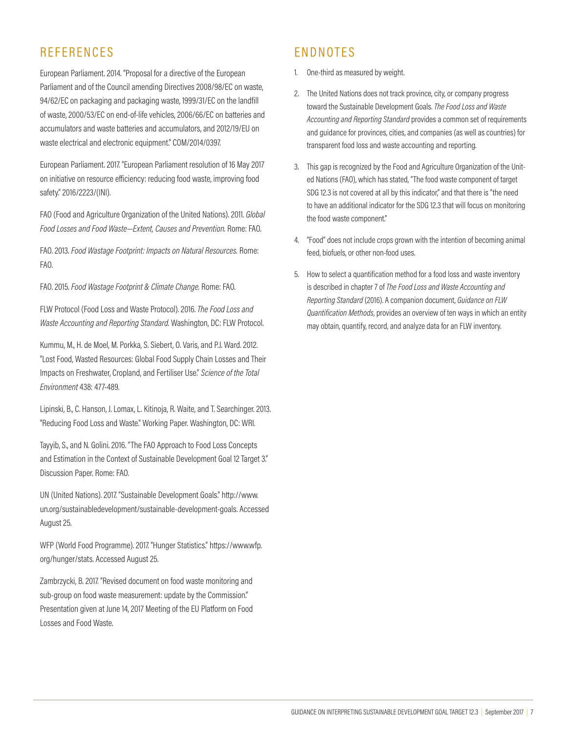## REFERENCES

European Parliament. 2014. "Proposal for a directive of the European Parliament and of the Council amending Directives 2008/98/EC on waste, 94/62/EC on packaging and packaging waste, 1999/31/EC on the landfill of waste, 2000/53/EC on end-of-life vehicles, 2006/66/EC on batteries and accumulators and waste batteries and accumulators, and 2012/19/EU on waste electrical and electronic equipment." COM/2014/0397.

European Parliament. 2017. "European Parliament resolution of 16 May 2017 on initiative on resource efficiency: reducing food waste, improving food safety." 2016/2223/(INI).

FAO (Food and Agriculture Organization of the United Nations). 2011. *Global Food Losses and Food Waste—Extent, Causes and Prevention.* Rome: FAO.

FAO. 2013. *Food Wastage Footprint: Impacts on Natural Resources.* Rome: FAO.

FAO. 2015. *Food Wastage Footprint & Climate Change.* Rome: FAO.

FLW Protocol (Food Loss and Waste Protocol). 2016. *The Food Loss and Waste Accounting and Reporting Standard.* Washington, DC: FLW Protocol.

Kummu, M., H. de Moel, M. Porkka, S. Siebert, O. Varis, and P.J. Ward. 2012. "Lost Food, Wasted Resources: Global Food Supply Chain Losses and Their Impacts on Freshwater, Cropland, and Fertiliser Use." *Science of the Total Environment* 438: 477-489.

Lipinski, B., C. Hanson, J. Lomax, L. Kitinoja, R. Waite, and T. Searchinger. 2013. "Reducing Food Loss and Waste." Working Paper. Washington, DC: WRI.

Tayyib, S., and N. Golini. 2016. "The FAO Approach to Food Loss Concepts and Estimation in the Context of Sustainable Development Goal 12 Target 3." Discussion Paper. Rome: FAO.

UN (United Nations). 2017. "Sustainable Development Goals." http://www.un.org/sustainabledevelopment/sustainable-development-goals. Accessed August 25.

WFP (World Food Programme). 2017. "Hunger Statistics." https://www.wfp.org/hunger/stats. Accessed August 25.

Zambrzycki, B. 2017. "Revised document on food waste monitoring and sub-group on food waste measurement: update by the Commission." Presentation given at June 14, 2017 Meeting of the EU Platform on Food Losses and Food Waste.

## ENDNOTES

1. One-third as measured by weight.
2. The United Nations does not track province, city, or company progress toward the Sustainable Development Goals. *The Food Loss and Waste Accounting and Reporting Standard* provides a common set of requirements and guidance for provinces, cities, and companies (as well as countries) for transparent food loss and waste accounting and reporting.
3. This gap is recognized by the Food and Agriculture Organization of the United Nations (FAO), which has stated, "The food waste component of target SDG 12.3 is not covered at all by this indicator," and that there is "the need to have an additional indicator for the SDG 12.3 that will focus on monitoring the food waste component."
4. "Food" does not include crops grown with the intention of becoming animal feed, biofuels, or other non-food uses.
5. How to select a quantification method for a food loss and waste inventory is described in chapter 7 of *The Food Loss and Waste Accounting and Reporting Standard* (2016). A companion document, *Guidance on FLW Quantification Methods*, provides an overview of ten ways in which an entity may obtain, quantify, record, and analyze data for an FLW inventory.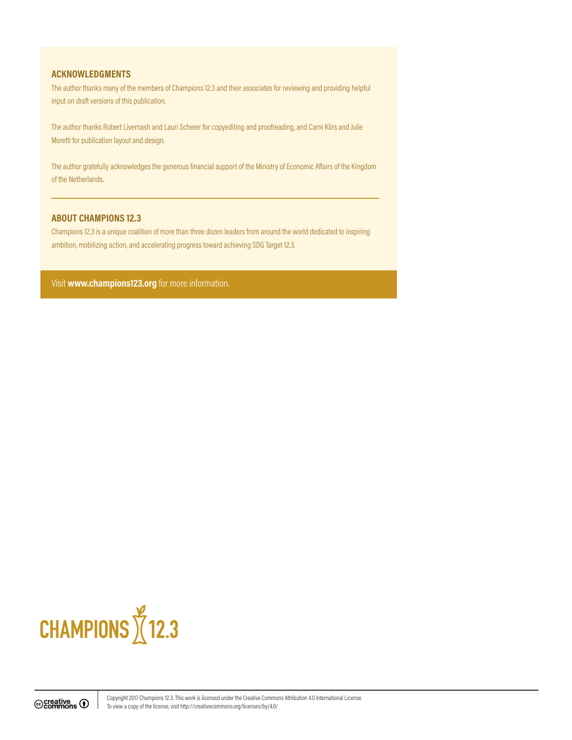## ACKNOWLEDGMENTS

The author thanks many of the members of Champions 12.3 and their associates for reviewing and providing helpful input on draft versions of this publication.

The author thanks Robert Livernash and Lauri Scherer for copyediting and proofreading, and Carni Klirs and Julie Moretti for publication layout and design.

The author gratefully acknowledges the generous financial support of the Ministry of Economic Affairs of the Kingdom of the Netherlands.

---

## ABOUT CHAMPIONS 12.3

Champions 12.3 is a unique coalition of more than three dozen leaders from around the world dedicated to inspiring ambition, mobilizing action, and accelerating progress toward achieving SDG Target 12.3.

Visit **www.champions123.org** for more information.

CHAMPIONS 12.3

Copyright 2017 Champions 12.3. This work is licensed under the Creative Commons Attribution 4.0 International License. To view a copy of the license, visit http://creativecommons.org/licenses/by/4.0/